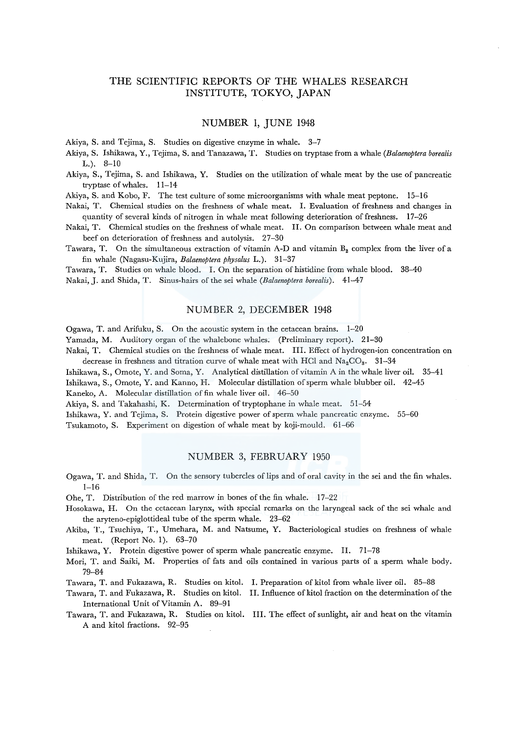# THE SCIENTIFIC REPORTS OF THE WHALES RESEARCH INSTITUTE, TOKYO, JAPAN

## NUMBER 1, JUNE 1948

Akiya, S. and Tejima, S. Studies on digestive enzyme in whale. 3–7

Akiya, S. Ishikawa, Y., Tejima, S. and Tanazawa, T. Studies on tryptase from a whale (*Balaenoptera borealis* L.). 8–10

Akiya, S., Tejima, S. and Ishikawa, Y. Studies on the utilization of whale meat by the use of pancreatic tryptase of whales. 11–14

Akiya, S. and Kobo, F. The test culture of some microorganisms with whale meat peptone. 15–16

Nakai, T. Chemical studies on the freshness of whale meat. I. Evaluation of freshness and changes in quantity of several kinds of nitrogen in whale meat following deterioration of freshness. 17–26

Nakai, T. Chemical studies on the freshness of whale meat. II. On comparison between whale meat and beef on deterioration of freshness and autolysis. 27–30

Tawara, T. On the simultaneous extraction of vitamin A-D and vitamin $B_2$ complex from the liver of a fin whale (Nagasu-Kujira, *Balaenoptera physalus* L.). 31–37

Tawara, T. Studies on whale blood. I. On the separation of histidine from whale blood. 38–40

Nakai, J. and Shida, T. Sinus-hairs of the sei whale (*Balaenoptera borealis*). 41–47

## NUMBER 2, DECEMBER 1948

Ogawa, T. and Arifuku, S. On the acoustic system in the cetacean brains. 1–20

Yamada, M. Auditory organ of the whalebone whales. (Preliminary report). 21–30

Nakai, T. Chemical studies on the freshness of whale meat. III. Effect of hydrogen-ion concentration on decrease in freshness and titration curve of whale meat with HCl and $Na_2CO_3$. 31–34

Ishikawa, S., Omote, Y. and Soma, Y. Analytical distillation of vitamin A in the whale liver oil. 35–41

Ishikawa, S., Omote, Y. and Kanno, H. Molecular distillation of sperm whale blubber oil. 42–45

Kaneko, A. Molecular distillation of fin whale liver oil. 46–50

Akiya, S. and Takahashi, K. Determination of tryptophane in whale meat. 51–54

Ishikawa, Y. and Tejima, S. Protein digestive power of sperm whale pancreatic enzyme. 55–60

Tsukamoto, S. Experiment on digestion of whale meat by koji-mould. 61–66

## NUMBER 3, FEBRUARY 1950

Ogawa, T. and Shida, T. On the sensory tubercles of lips and of oral cavity in the sei and the fin whales. 1–16

Ohe, T. Distribution of the red marrow in bones of the fin whale. 17–22

Hosokawa, H. On the cetacean larynx, with special remarks on the laryngeal sack of the sei whale and the aryteno-epiglottideal tube of the sperm whale. 23–62

Akiba, T., Tsuchiya, T., Umehara, M. and Natsume, Y. Bacteriological studies on freshness of whale meat. (Report No. 1). 63–70

Ishikawa, Y. Protein digestive power of sperm whale pancreatic enzyme. II. 71–78

Mori, T. and Saiki, M. Properties of fats and oils contained in various parts of a sperm whale body. 79–84

Tawara, T. and Fukazawa, R. Studies on kitol. I. Preparation of kitol from whale liver oil. 85–88

Tawara, T. and Fukazawa, R. Studies on kitol. II. Influence of kitol fraction on the determination of the International Unit of Vitamin A. 89–91

Tawara, T. and Fukazawa, R. Studies on kitol. III. The effect of sunlight, air and heat on the vitamin A and kitol fractions. 92–95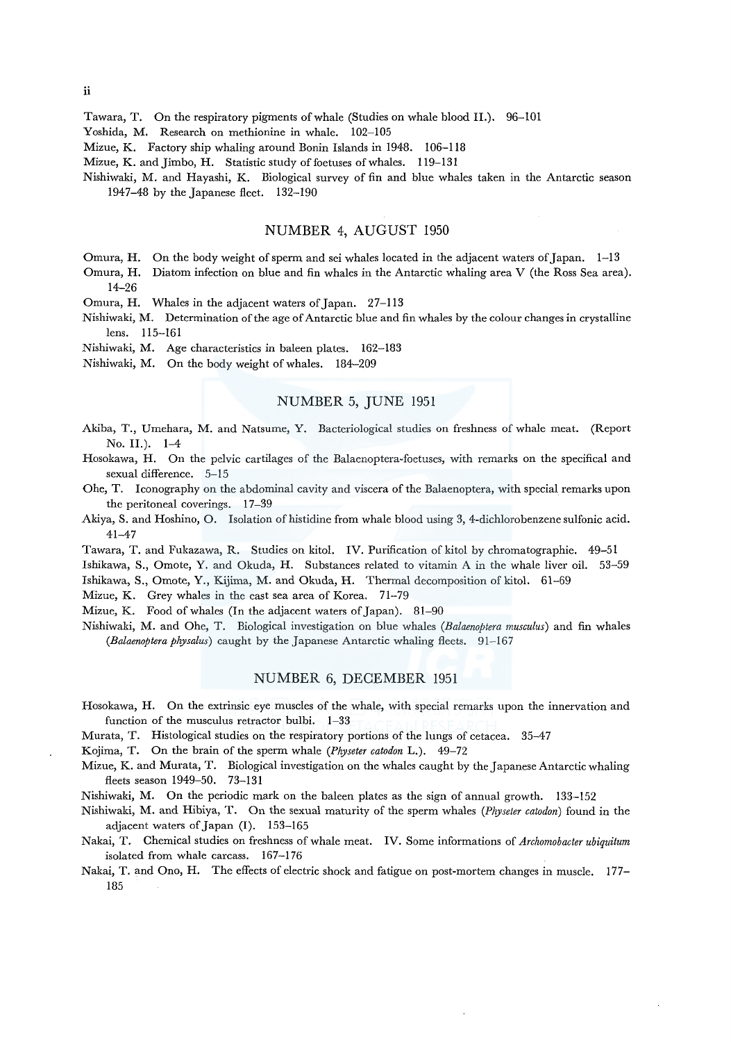Tawara, T. On the respiratory pigments of whale (Studies on whale blood II.). 96–101

Yoshida, M. Research on methionine in whale. 102–105

Mizue, K. Factory ship whaling around Bonin Islands in 1948. 106–118

Mizue, K. and Jimbo, H. Statistic study of foetuses of whales. 119–131

Nishiwaki, M. and Hayashi, K. Biological survey of fin and blue whales taken in the Antarctic season 1947–48 by the Japanese fleet. 132–190

## NUMBER 4, AUGUST 1950

Omura, H. On the body weight of sperm and sei whales located in the adjacent waters of Japan. 1–13

Omura, H. Diatom infection on blue and fin whales in the Antarctic whaling area V (the Ross Sea area). 14–26

Omura, H. Whales in the adjacent waters of Japan. 27–113

Nishiwaki, M. Determination of the age of Antarctic blue and fin whales by the colour changes in crystalline lens. 115–161

Nishiwaki, M. Age characteristics in baleen plates. 162–183

Nishiwaki, M. On the body weight of whales. 184–209

## NUMBER 5, JUNE 1951

Akiba, T., Umehara, M. and Natsume, Y. Bacteriological studies on freshness of whale meat. (Report No. II.). 1–4

Hosokawa, H. On the pelvic cartilages of the Balaenoptera-foetuses, with remarks on the specifical and sexual difference. 5–15

Ohe, T. Iconography on the abdominal cavity and viscera of the Balaenoptera, with special remarks upon the peritoneal coverings. 17–39

Akiya, S. and Hoshino, O. Isolation of histidine from whale blood using 3, 4-dichlorobenzene sulfonic acid. 41–47

Tawara, T. and Fukazawa, R. Studies on kitol. IV. Purification of kitol by chromatographie. 49–51

Ishikawa, S., Omote, Y. and Okuda, H. Substances related to vitamin A in the whale liver oil. 53–59

Ishikawa, S., Omote, Y., Kijima, M. and Okuda, H. Thermal decomposition of kitol. 61–69

Mizue, K. Grey whales in the east sea area of Korea. 71–79

Mizue, K. Food of whales (In the adjacent waters of Japan). 81–90

Nishiwaki, M. and Ohe, T. Biological investigation on blue whales (*Balaenoptera musculus*) and fin whales (*Balaenoptera physalus*) caught by the Japanese Antarctic whaling fleets. 91–167

## NUMBER 6, DECEMBER 1951

Hosokawa, H. On the extrinsic eye muscles of the whale, with special remarks upon the innervation and function of the musculus retractor bulbi. 1–33

Murata, T. Histological studies on the respiratory portions of the lungs of cetacea. 35–47

Kojima, T. On the brain of the sperm whale (*Physeter catodon* L.). 49–72

Mizue, K. and Murata, T. Biological investigation on the whales caught by the Japanese Antarctic whaling fleets season 1949–50. 73–131

Nishiwaki, M. On the periodic mark on the baleen plates as the sign of annual growth. 133–152

Nishiwaki, M. and Hibiya, T. On the sexual maturity of the sperm whales (*Physeter catodon*) found in the adjacent waters of Japan (I). 153–165

Nakai, T. Chemical studies on freshness of whale meat. IV. Some informations of *Archomobacter ubiquitum* isolated from whale carcass. 167–176

Nakai, T. and Ono, H. The effects of electric shock and fatigue on post-mortem changes in muscle. 177–185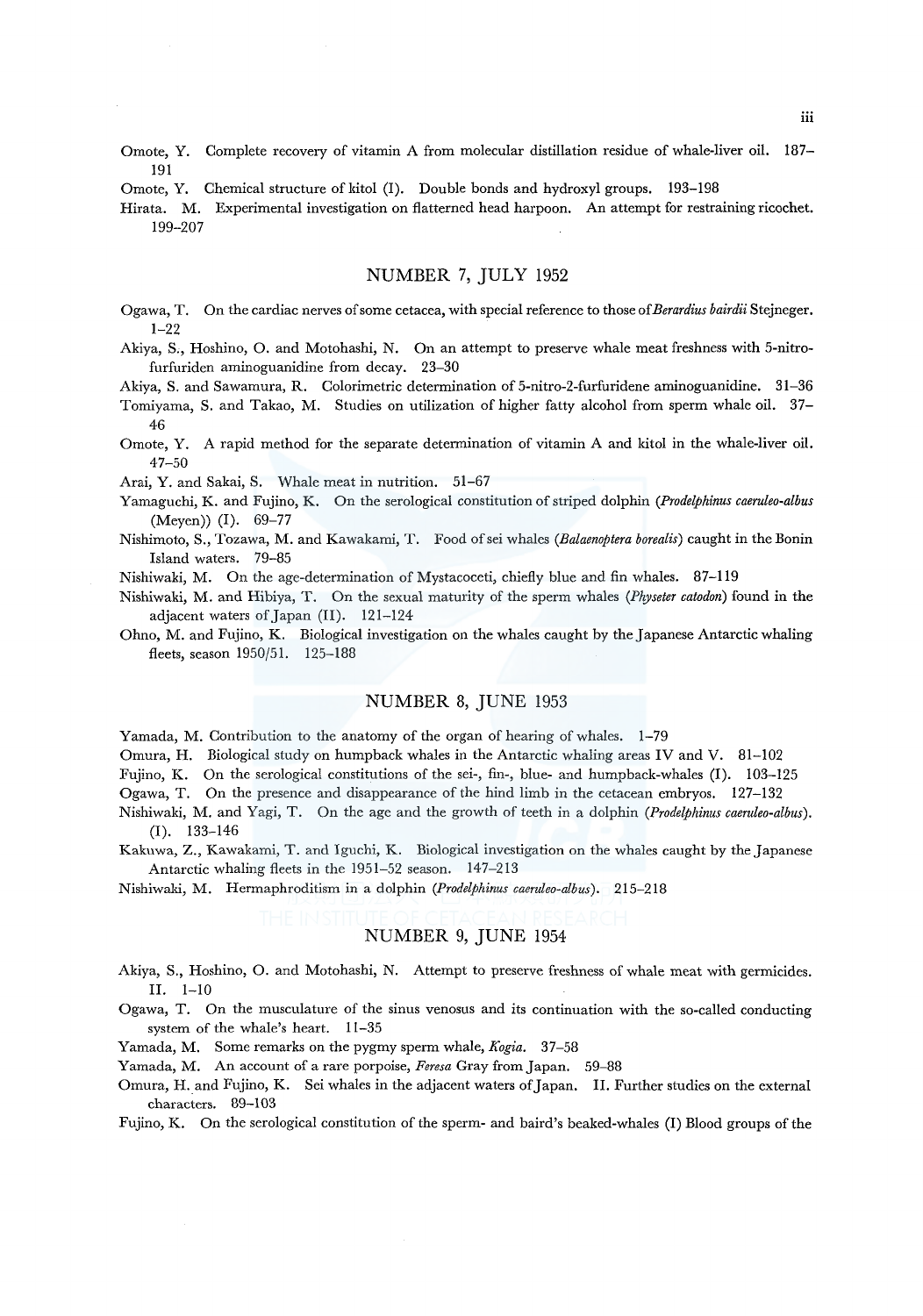Omote, Y. Complete recovery of vitamin A from molecular distillation residue of whale-liver oil. 187–191

Omote, Y. Chemical structure of kitol (I). Double bonds and hydroxyl groups. 193–198

Hirata. M. Experimental investigation on flatterned head harpoon. An attempt for restraining ricochet. 199–207

## NUMBER 7, JULY 1952

Ogawa, T. On the cardiac nerves of some cetacea, with special reference to those of *Berardius bairdii* Stejneger. 1–22

Akiya, S., Hoshino, O. and Motohashi, N. On an attempt to preserve whale meat freshness with 5-nitrofurfuriden aminoguanidine from decay. 23–30

Akiya, S. and Sawamura, R. Colorimetric determination of 5-nitro-2-furfuridene aminoguanidine. 31–36

Tomiyama, S. and Takao, M. Studies on utilization of higher fatty alcohol from sperm whale oil. 37–46

Omote, Y. A rapid method for the separate determination of vitamin A and kitol in the whale-liver oil. 47–50

Arai, Y. and Sakai, S. Whale meat in nutrition. 51–67

Yamaguchi, K. and Fujino, K. On the serological constitution of striped dolphin (*Prodelphinus caeruleo-albus* (Meyen)) (I). 69–77

Nishimoto, S., Tozawa, M. and Kawakami, T. Food of sei whales (*Balaenoptera borealis*) caught in the Bonin Island waters. 79–85

Nishiwaki, M. On the age-determination of Mystacoceti, chiefly blue and fin whales. 87–119

Nishiwaki, M. and Hibiya, T. On the sexual maturity of the sperm whales (*Physeter catodon*) found in the adjacent waters of Japan (II). 121–124

Ohno, M. and Fujino, K. Biological investigation on the whales caught by the Japanese Antarctic whaling fleets, season 1950/51. 125–188

## NUMBER 8, JUNE 1953

Yamada, M. Contribution to the anatomy of the organ of hearing of whales. 1–79

Omura, H. Biological study on humpback whales in the Antarctic whaling areas IV and V. 81–102

Fujino, K. On the serological constitutions of the sei-, fin-, blue- and humpback-whales (I). 103–125

Ogawa, T. On the presence and disappearance of the hind limb in the cetacean embryos. 127–132

Nishiwaki, M. and Yagi, T. On the age and the growth of teeth in a dolphin (*Prodelphinus caeruleo-albus*). (I). 133–146

Kakuwa, Z., Kawakami, T. and Iguchi, K. Biological investigation on the whales caught by the Japanese Antarctic whaling fleets in the 1951–52 season. 147–213

Nishiwaki, M. Hermaphroditism in a dolphin (*Prodelphinus caeruleo-albus*). 215–218

## NUMBER 9, JUNE 1954

Akiya, S., Hoshino, O. and Motohashi, N. Attempt to preserve freshness of whale meat with germicides. II. 1–10

Ogawa, T. On the musculature of the sinus venosus and its continuation with the so-called conducting system of the whale's heart. 11–35

Yamada, M. Some remarks on the pygmy sperm whale, *Kogia*. 37–58

Yamada, M. An account of a rare porpoise, *Feresa* Gray from Japan. 59–88

Omura, H. and Fujino, K. Sei whales in the adjacent waters of Japan. II. Further studies on the external characters. 89–103

Fujino, K. On the serological constitution of the sperm- and baird's beaked-whales (I) Blood groups of the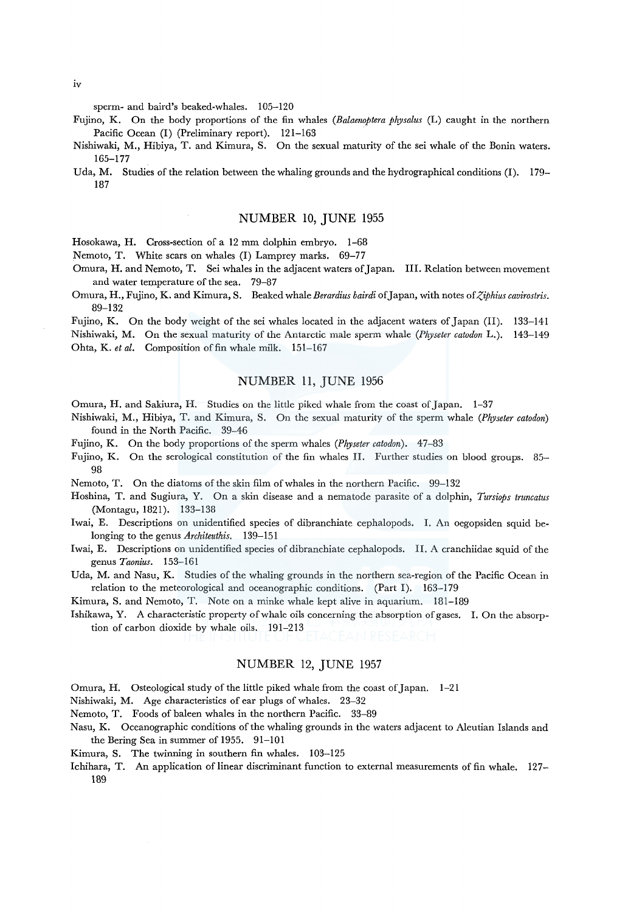sperm- and baird's beaked-whales. 105–120

Fujino, K. On the body proportions of the fin whales (*Balaenoptera physalus* (L) caught in the northern Pacific Ocean (I) (Preliminary report). 121–163

Nishiwaki, M., Hibiya, T. and Kimura, S. On the sexual maturity of the sei whale of the Bonin waters. 165–177

Uda, M. Studies of the relation between the whaling grounds and the hydrographical conditions (I). 179–187

## NUMBER 10, JUNE 1955

Hosokawa, H. Cross-section of a 12 mm dolphin embryo. 1–68

Nemoto, T. White scars on whales (I) Lamprey marks. 69–77

Omura, H. and Nemoto, T. Sei whales in the adjacent waters of Japan. III. Relation between movement and water temperature of the sea. 79–87

Omura, H., Fujino, K. and Kimura, S. Beaked whale *Berardius bairdi* of Japan, with notes of *Ziphius cavirostris*. 89–132

Fujino, K. On the body weight of the sei whales located in the adjacent waters of Japan (II). 133–141

Nishiwaki, M. On the sexual maturity of the Antarctic male sperm whale (*Physeter catodon* L.). 143–149

Ohta, K. *et al.* Composition of fin whale milk. 151–167

## NUMBER 11, JUNE 1956

Omura, H. and Sakiura, H. Studies on the little piked whale from the coast of Japan. 1–37

Nishiwaki, M., Hibiya, T. and Kimura, S. On the sexual maturity of the sperm whale (*Physeter catodon*) found in the North Pacific. 39–46

Fujino, K. On the body proportions of the sperm whales (*Physeter catodon*). 47–83

Fujino, K. On the serological constitution of the fin whales II. Further studies on blood groups. 85–98

Nemoto, T. On the diatoms of the skin film of whales in the northern Pacific. 99–132

Hoshina, T. and Sugiura, Y. On a skin disease and a nematode parasite of a dolphin, *Tursiops truncatus* (Montagu, 1821). 133–138

Iwai, E. Descriptions on unidentified species of dibranchiate cephalopods. I. An oegopsiden squid belonging to the genus *Architeuthis*. 139–151

Iwai, E. Descriptions on unidentified species of dibranchiate cephalopods. II. A cranchiidae squid of the genus *Taonius*. 153–161

Uda, M. and Nasu, K. Studies of the whaling grounds in the northern sea-region of the Pacific Ocean in relation to the meteorological and oceanographic conditions. (Part I). 163–179

Kimura, S. and Nemoto, T. Note on a minke whale kept alive in aquarium. 181–189

Ishikawa, Y. A characteristic property of whale oils concerning the absorption of gases. I. On the absorption of carbon dioxide by whale oils. 191–213

## NUMBER 12, JUNE 1957

Omura, H. Osteological study of the little piked whale from the coast of Japan. 1–21

Nishiwaki, M. Age characteristics of ear plugs of whales. 23–32

Nemoto, T. Foods of baleen whales in the northern Pacific. 33–89

Nasu, K. Oceanographic conditions of the whaling grounds in the waters adjacent to Aleutian Islands and the Bering Sea in summer of 1955. 91–101

Kimura, S. The twinning in southern fin whales. 103–125

Ichihara, T. An application of linear discriminant function to external measurements of fin whale. 127–189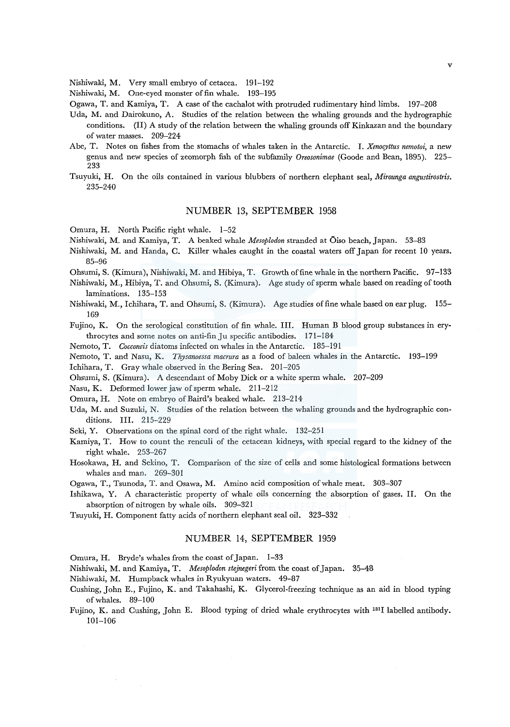Nishiwaki, M. Very small embryo of cetacea. 191–192

Nishiwaki, M. One-eyed monster of fin whale. 193–195

Ogawa, T. and Kamiya, T. A case of the cachalot with protruded rudimentary hind limbs. 197–208

Uda, M. and Dairokuno, A. Studies of the relation between the whaling grounds and the hydrographic conditions. (II) A study of the relation between the whaling grounds off Kinkazan and the boundary of water masses. 209–224

Abe, T. Notes on fishes from the stomachs of whales taken in the Antarctic. I. *Xenocyttus nemotoi*, a new genus and new species of zeomorph fish of the subfamily *Oreosonimae* (Goode and Bean, 1895). 225–233

Tsuyuki, H. On the oils contained in various blubbers of northern elephant seal, *Mirounga angustirostris*. 235–240

## NUMBER 13, SEPTEMBER 1958

Omura, H. North Pacific right whale. 1–52

Nishiwaki, M. and Kamiya, T. A beaked whale *Mesoplodon* stranded at Ōiso beach, Japan. 53–83

Nishiwaki, M. and Handa, C. Killer whales caught in the coastal waters off Japan for recent 10 years. 85–96

Ohsumi, S. (Kimura), Nishiwaki, M. and Hibiya, T. Growth of fine whale in the northern Pacific. 97–133

Nishiwaki, M., Hibiya, T. and Ohsumi, S. (Kimura). Age study of sperm whale based on reading of tooth laminations. 135–153

Nishiwaki, M., Ichihara, T. and Ohsumi, S. (Kimura). Age studies of fine whale based on ear plug. 155–169

Fujino, K. On the serological constitution of fin whale. III. Human B blood group substances in erythrocytes and some notes on anti-fin Ju specific antibodies. 171–184

Nemoto, T. *Cocconeis* diatoms infected on whales in the Antarctic. 185–191

Nemoto, T. and Nasu, K. *Thysanoessa macrura* as a food of baleen whales in the Antarctic. 193–199

Ichihara, T. Gray whale observed in the Bering Sea. 201–205

Ohsumi, S. (Kimura). A descendant of Moby Dick or a white sperm whale. 207–209

Nasu, K. Deformed lower jaw of sperm whale. 211–212

Omura, H. Note on embryo of Baird's beaked whale. 213–214

Uda, M. and Suzuki, N. Studies of the relation between the whaling grounds and the hydrographic conditions. III. 215–229

Seki, Y. Observations on the spinal cord of the right whale. 132–251

Kamiya, T. How to count the renculi of the cetacean kidneys, with special regard to the kidney of the right whale. 253–267

Hosokawa, H. and Sekino, T. Comparison of the size of cells and some histological formations between whales and man. 269–301

Ogawa, T., Tsunoda, T. and Osawa, M. Amino acid composition of whale meat. 303–307

Ishikawa, Y. A characteristic property of whale oils concerning the absorption of gases. II. On the absorption of nitrogen by whale oils. 309–321

Tsuyuki, H. Component fatty acids of northern elephant seal oil. 323–332

## NUMBER 14, SEPTEMBER 1959

Omura, H. Bryde's whales from the coast of Japan. 1–33

Nishiwaki, M. and Kamiya, T. *Mesoplodon stejnegeri* from the coast of Japan. 35–48

Nishiwaki, M. Humpback whales in Ryukyuan waters. 49–87

Cushing, John E., Fujino, K. and Takahashi, K. Glycerol-freezing technique as an aid in blood typing of whales. 89–100

Fujino, K. and Cushing, John E. Blood typing of dried whale erythrocytes with $^{131}$I labelled antibody. 101–106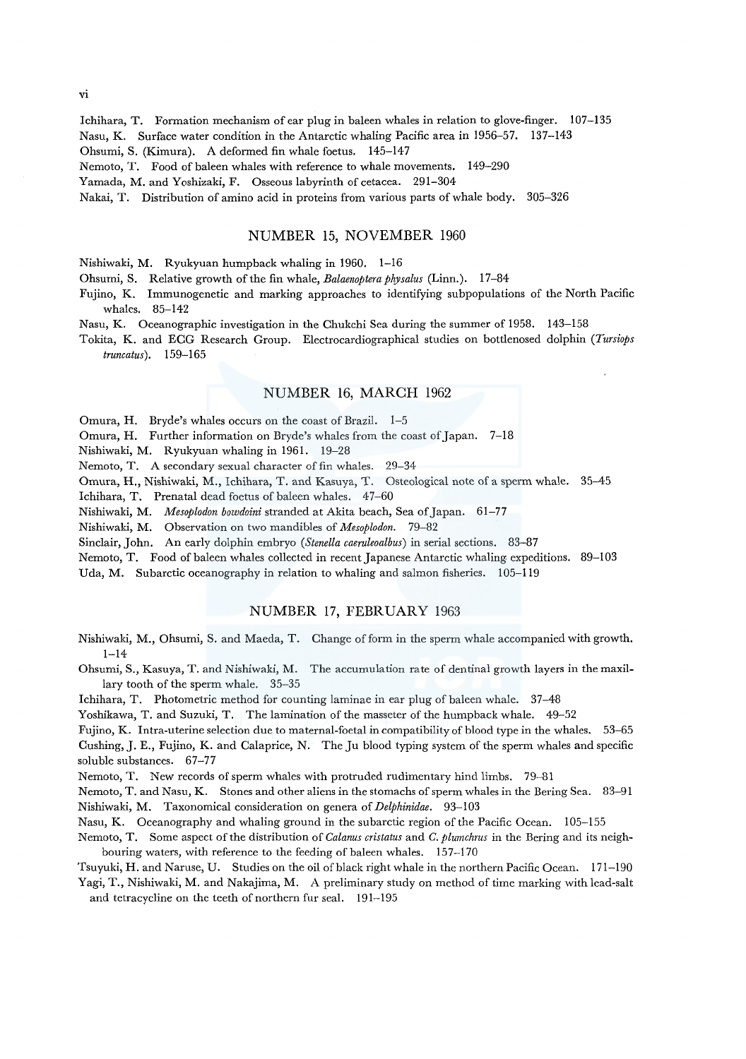Ichihara, T. Formation mechanism of ear plug in baleen whales in relation to glove-finger. 107–135

Nasu, K. Surface water condition in the Antarctic whaling Pacific area in 1956–57. 137–143

Ohsumi, S. (Kimura). A deformed fin whale foetus. 145–147

Nemoto, T. Food of baleen whales with reference to whale movements. 149–290

Yamada, M. and Yoshizaki, F. Osseous labyrinth of cetacea. 291–304

Nakai, T. Distribution of amino acid in proteins from various parts of whale body. 305–326

## NUMBER 15, NOVEMBER 1960

Nishiwaki, M. Ryukyuan humpback whaling in 1960. 1–16

Ohsumi, S. Relative growth of the fin whale, *Balaenoptera physalus* (Linn.). 17–84

Fujino, K. Immunogenetic and marking approaches to identifying subpopulations of the North Pacific whales. 85–142

Nasu, K. Oceanographic investigation in the Chukchi Sea during the summer of 1958. 143–158

Tokita, K. and ECG Research Group. Electrocardiographical studies on bottlenosed dolphin (*Tursiops truncatus*). 159–165

## NUMBER 16, MARCH 1962

Omura, H. Bryde's whales occurs on the coast of Brazil. 1–5

Omura, H. Further information on Bryde's whales from the coast of Japan. 7–18

Nishiwaki, M. Ryukyuan whaling in 1961. 19–28

Nemoto, T. A secondary sexual character of fin whales. 29–34

Omura, H., Nishiwaki, M., Ichihara, T. and Kasuya, T. Osteological note of a sperm whale. 35–45

Ichihara, T. Prenatal dead foetus of baleen whales. 47–60

Nishiwaki, M. *Mesoplodon bowdoini* stranded at Akita beach, Sea of Japan. 61–77

Nishiwaki, M. Observation on two mandibles of *Mesoplodon*. 79–82

Sinclair, John. An early dolphin embryo (*Stenella caeruleoalbus*) in serial sections. 83–87

Nemoto, T. Food of baleen whales collected in recent Japanese Antarctic whaling expeditions. 89–103

Uda, M. Subarctic oceanography in relation to whaling and salmon fisheries. 105–119

## NUMBER 17, FEBRUARY 1963

Nishiwaki, M., Ohsumi, S. and Maeda, T. Change of form in the sperm whale accompanied with growth. 1–14

Ohsumi, S., Kasuya, T. and Nishiwaki, M. The accumulation rate of dentinal growth layers in the maxillary tooth of the sperm whale. 35–35

Ichihara, T. Photometric method for counting laminae in ear plug of baleen whale. 37–48

Yoshikawa, T. and Suzuki, T. The lamination of the masseter of the humpback whale. 49–52

Fujino, K. Intra-uterine selection due to maternal-foetal in compatibility of blood type in the whales. 53–65

Cushing, J. E., Fujino, K. and Calaprice, N. The Ju blood typing system of the sperm whales and specific soluble substances. 67–77

Nemoto, T. New records of sperm whales with protruded rudimentary hind limbs. 79–81

Nemoto, T. and Nasu, K. Stones and other aliens in the stomachs of sperm whales in the Bering Sea. 83–91

Nishiwaki, M. Taxonomical consideration on genera of *Delphinidae*. 93–103

Nasu, K. Oceanography and whaling ground in the subarctic region of the Pacific Ocean. 105–155

Nemoto, T. Some aspect of the distribution of *Calanus cristatus* and *C. plumchrus* in the Bering and its neighbouring waters, with reference to the feeding of baleen whales. 157–170

Tsuyuki, H. and Naruse, U. Studies on the oil of black right whale in the northern Pacific Ocean. 171–190

Yagi, T., Nishiwaki, M. and Nakajima, M. A preliminary study on method of time marking with lead-salt and tetracycline on the teeth of northern fur seal. 191–195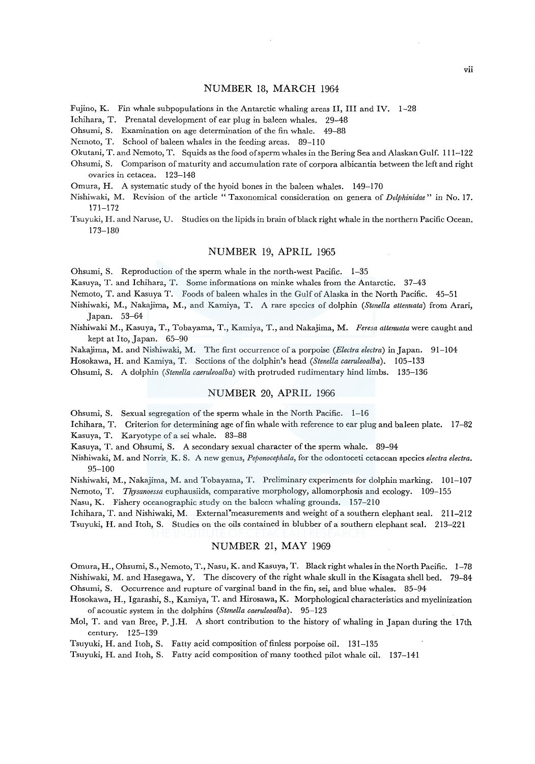## NUMBER 18, MARCH 1964

Fujino, K. Fin whale subpopulations in the Antarctic whaling areas II, III and IV. 1–28

Ichihara, T. Prenatal development of ear plug in baleen whales. 29–48

Ohsumi, S. Examination on age determination of the fin whale. 49–88

Nemoto, T. School of baleen whales in the feeding areas. 89–110

Okutani, T. and Nemoto, T. Squids as the food of sperm whales in the Bering Sea and Alaskan Gulf. 111–122

Ohsumi, S. Comparison of maturity and accumulation rate of corpora albicantia between the left and right ovaries in cetacea. 123–148

Omura, H. A systematic study of the hyoid bones in the baleen whales. 149–170

Nishiwaki, M. Revision of the article "Taxonomical consideration on genera of *Delphinidae*" in No. 17. 171–172

Tsuyuki, H. and Naruse, U. Studies on the lipids in brain of black right whale in the northern Pacific Ocean. 173–180

## NUMBER 19, APRIL 1965

Ohsumi, S. Reproduction of the sperm whale in the north-west Pacific. 1–35

Kasuya, T. and Ichihara, T. Some informations on minke whales from the Antarctic. 37–43

Nemoto, T. and Kasuya T. Foods of baleen whales in the Gulf of Alaska in the North Pacific. 45–51

Nishiwaki, M., Nakajima, M., and Kamiya, T. A rare species of dolphin (*Stenella attenuata*) from Arari, Japan. 53–64

Nishiwaki M., Kasuya, T., Tobayama, T., Kamiya, T., and Nakajima, M. *Feresa attenuata* were caught and kept at Ito, Japan. 65–90

Nakajima, M. and Nishiwaki, M. The first occurrence of a porpoise (*Electra electra*) in Japan. 91–104

Hosokawa, H. and Kamiya, T. Sections of the dolphin's head (*Stenella caeruleoalba*). 105–133

Ohsumi, S. A dolphin (*Stenella caeruleoalba*) with protruded rudimentary hind limbs. 135–136

## NUMBER 20, APRIL 1966

Ohsumi, S. Sexual segregation of the sperm whale in the North Pacific. 1–16

Ichihara, T. Criterion for determining age of fin whale with reference to ear plug and baleen plate. 17–82

Kasuya, T. Karyotype of a sei whale. 83–88

Kasuya, T. and Ohsumi, S. A secondary sexual character of the sperm whale. 89–94

Nishiwaki, M. and Norris, K. S. A new genus, *Peponocephala*, for the odontoceti cetacean species *electra electra*. 95–100

Nishiwaki, M., Nakajima, M. and Tobayama, T. Preliminary experiments for dolphin marking. 101–107

Nemoto, T. *Thysanoessa* euphausiids, comparative morphology, allomorphosis and ecology. 109–155

Nasu, K. Fishery oceanographic study on the baleen whaling grounds. 157–210

Ichihara, T. and Nishiwaki, M. External measurements and weight of a southern elephant seal. 211–212

Tsuyuki, H. and Itoh, S. Studies on the oils contained in blubber of a southern elephant seal. 213–221

## NUMBER 21, MAY 1969

Omura, H., Ohsumi, S., Nemoto, T., Nasu, K. and Kasuya, T. Black right whales in the North Pacific. 1–78

Nishiwaki, M. and Hasegawa, Y. The discovery of the right whale skull in the Kisagata shell bed. 79–84

Ohsumi, S. Occurrence and rupture of varginal band in the fin, sei, and blue whales. 85–94

Hosokawa, H., Igarashi, S., Kamiya, T. and Hirosawa, K. Morphological characteristics and myelinization of acoustic system in the dolphins (*Stenella caeruleoalba*). 95–123

Mol, T. and van Bree, P. J.H. A short contribution to the history of whaling in Japan during the 17th century. 125–139

Tsuyuki, H. and Itoh, S. Fatty acid composition of finless porpoise oil. 131–135

Tsuyuki, H. and Itoh, S. Fatty acid composition of many toothed pilot whale oil. 137–141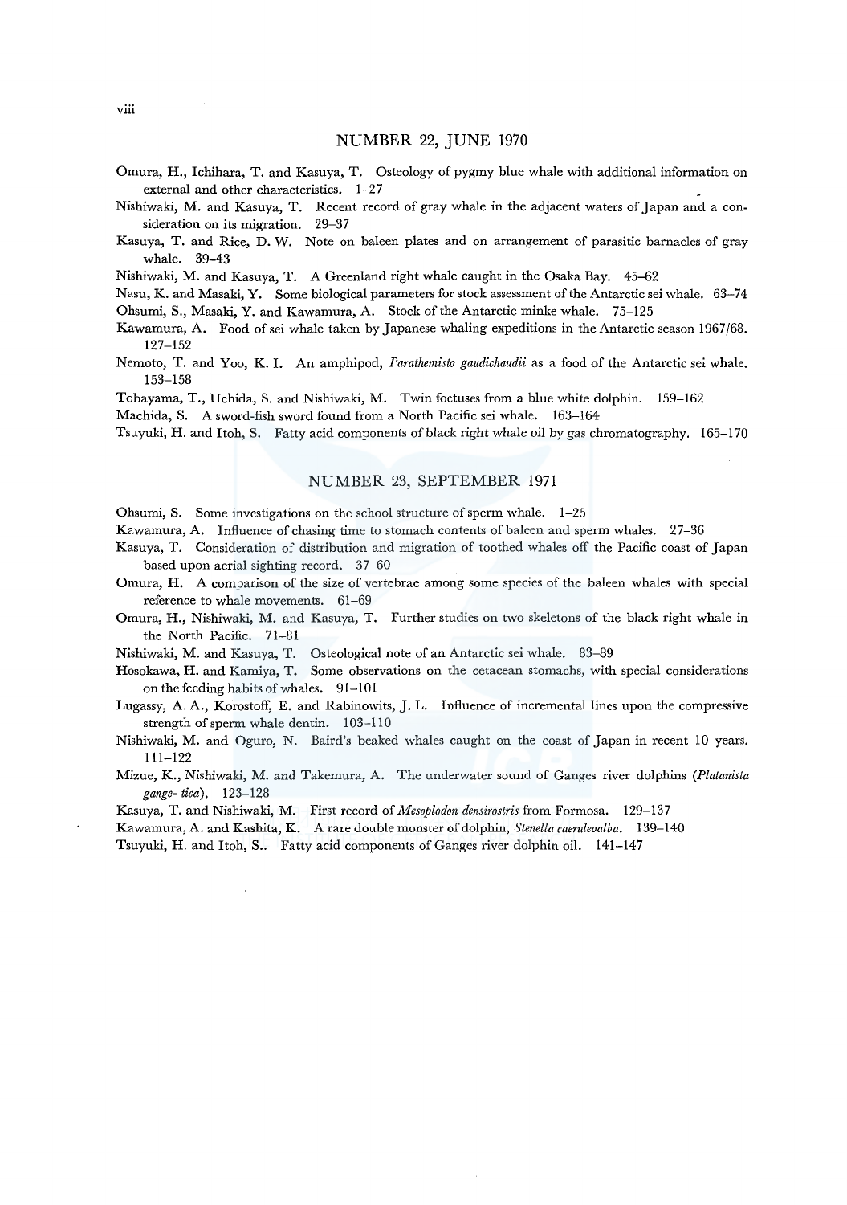## NUMBER 22, JUNE 1970

Omura, H., Ichihara, T. and Kasuya, T. Osteology of pygmy blue whale with additional information on external and other characteristics. 1–27

Nishiwaki, M. and Kasuya, T. Recent record of gray whale in the adjacent waters of Japan and a consideration on its migration. 29–37

Kasuya, T. and Rice, D. W. Note on baleen plates and on arrangement of parasitic barnacles of gray whale. 39–43

Nishiwaki, M. and Kasuya, T. A Greenland right whale caught in the Osaka Bay. 45–62

Nasu, K. and Masaki, Y. Some biological parameters for stock assessment of the Antarctic sei whale. 63–74

Ohsumi, S., Masaki, Y. and Kawamura, A. Stock of the Antarctic minke whale. 75–125

Kawamura, A. Food of sei whale taken by Japanese whaling expeditions in the Antarctic season 1967/68. 127–152

Nemoto, T. and Yoo, K. I. An amphipod, *Parathemisto gaudichaudii* as a food of the Antarctic sei whale. 153–158

Tobayama, T., Uchida, S. and Nishiwaki, M. Twin foetuses from a blue white dolphin. 159–162

Machida, S. A sword-fish sword found from a North Pacific sei whale. 163–164

Tsuyuki, H. and Itoh, S. Fatty acid components of black right whale oil by gas chromatography. 165–170

## NUMBER 23, SEPTEMBER 1971

Ohsumi, S. Some investigations on the school structure of sperm whale. 1–25

Kawamura, A. Influence of chasing time to stomach contents of baleen and sperm whales. 27–36

Kasuya, T. Consideration of distribution and migration of toothed whales off the Pacific coast of Japan based upon aerial sighting record. 37–60

Omura, H. A comparison of the size of vertebrae among some species of the baleen whales with special reference to whale movements. 61–69

Omura, H., Nishiwaki, M. and Kasuya, T. Further studies on two skeletons of the black right whale in the North Pacific. 71–81

Nishiwaki, M. and Kasuya, T. Osteological note of an Antarctic sei whale. 83–89

Hosokawa, H. and Kamiya, T. Some observations on the cetacean stomachs, with special considerations on the feeding habits of whales. 91–101

Lugassy, A. A., Korostoff, E. and Rabinowits, J. L. Influence of incremental lines upon the compressive strength of sperm whale dentin. 103–110

Nishiwaki, M. and Oguro, N. Baird's beaked whales caught on the coast of Japan in recent 10 years. 111–122

Mizue, K., Nishiwaki, M. and Takemura, A. The underwater sound of Ganges river dolphins (*Platanista gange- tica*). 123–128

Kasuya, T. and Nishiwaki, M. First record of *Mesoplodon densirostris* from Formosa. 129–137

Kawamura, A. and Kashita, K. A rare double monster of dolphin, *Stenella caeruleoalba*. 139–140

Tsuyuki, H. and Itoh, S.. Fatty acid components of Ganges river dolphin oil. 141–147